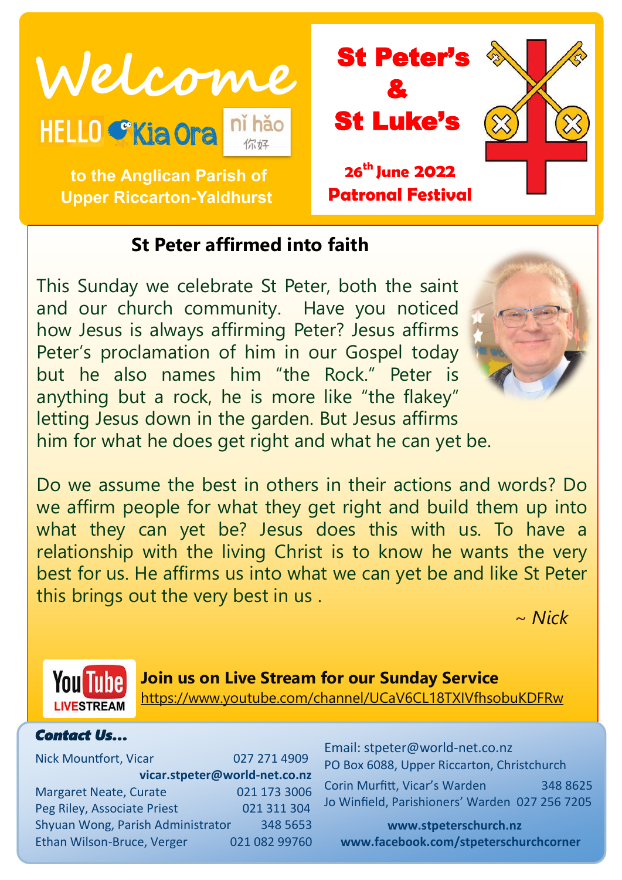# Welcome

HELLO Kia Ora nǐ hǎo 你好

**to the Anglican Parish of Upper Riccarton-Yaldhurst**

## St Peter's & St Luke's

**26th June 2022**
**Patronal Festival**

### St Peter affirmed into faith

This Sunday we celebrate St Peter, both the saint and our church community. Have you noticed how Jesus is always affirming Peter? Jesus affirms Peter's proclamation of him in our Gospel today but he also names him "the Rock." Peter is anything but a rock, he is more like "the flakey" letting Jesus down in the garden. But Jesus affirms him for what he does get right and what he can yet be.

Do we assume the best in others in their actions and words? Do we affirm people for what they get right and build them up into what they can yet be? Jesus does this with us. To have a relationship with the living Christ is to know he wants the very best for us. He affirms us into what we can yet be and like St Peter this brings out the very best in us .

*~ Nick*

YouTube LIVESTREAM

**Join us on Live Stream for our Sunday Service**
https://www.youtube.com/channel/UCaV6CL18TXIVfhsobuKDFRw

***Contact Us…***

Nick Mountfort, Vicar 027 271 4909
**vicar.stpeter@world-net.co.nz**
Margaret Neate, Curate 021 173 3006
Peg Riley, Associate Priest 021 311 304
Shyuan Wong, Parish Administrator 348 5653
Ethan Wilson-Bruce, Verger 021 082 99760

Email: stpeter@world-net.co.nz
PO Box 6088, Upper Riccarton, Christchurch
Corin Murfitt, Vicar's Warden 348 8625
Jo Winfield, Parishioners' Warden 027 256 7205

**www.stpeterschurch.nz**
**www.facebook.com/stpeterschurchcorner**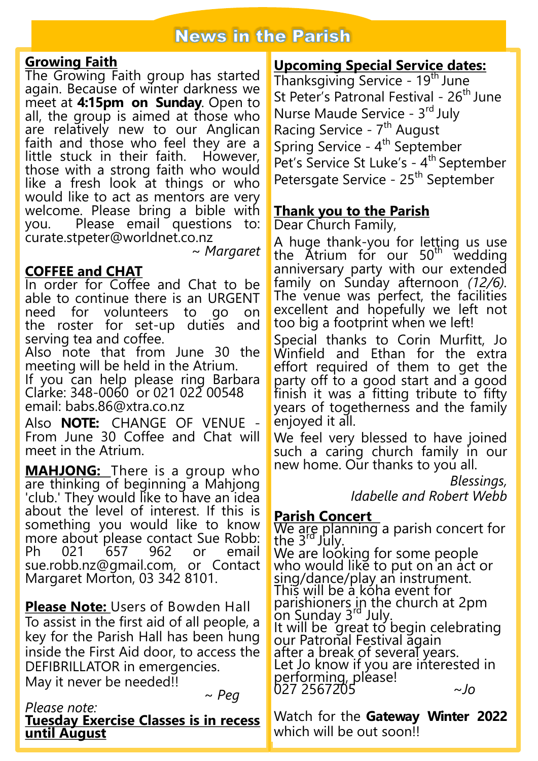# News in the Parish

## Growing Faith

The Growing Faith group has started again. Because of winter darkness we meet at **4:15pm on Sunday**. Open to all, the group is aimed at those who are relatively new to our Anglican faith and those who feel they are a little stuck in their faith. However, those with a strong faith who would like a fresh look at things or who would like to act as mentors are very welcome. Please bring a bible with you. Please email questions to: curate.stpeter@worldnet.co.nz

*~ Margaret*

## COFFEE and CHAT

In order for Coffee and Chat to be able to continue there is an URGENT need for volunteers to go on the roster for set-up duties and serving tea and coffee.

Also note that from June 30 the meeting will be held in the Atrium.

If you can help please ring Barbara Clarke: 348-0060 or 021 022 00548

email: babs.86@xtra.co.nz

Also **NOTE:** CHANGE OF VENUE - From June 30 Coffee and Chat will meet in the Atrium.

**MAHJONG:** There is a group who are thinking of beginning a Mahjong 'club.' They would like to have an idea about the level of interest. If this is something you would like to know more about please contact Sue Robb: Ph 021 657 962 or email sue.robb.nz@gmail.com, or Contact Margaret Morton, 03 342 8101.

**Please Note:** Users of Bowden Hall

To assist in the first aid of all people, a key for the Parish Hall has been hung inside the First Aid door, to access the DEFIBRILLATOR in emergencies.

May it never be needed!!

*~ Peg*

*Please note:*

**Tuesday Exercise Classes is in recess until August**

## Upcoming Special Service dates:

Thanksgiving Service - 19th June
St Peter's Patronal Festival - 26th June
Nurse Maude Service - 3rd July
Racing Service - 7th August
Spring Service - 4th September
Pet's Service St Luke's - 4th September
Petersgate Service - 25th September

## Thank you to the Parish

Dear Church Family,

A huge thank-you for letting us use the Atrium for our 50th wedding anniversary party with our extended family on Sunday afternoon *(12/6)*. The venue was perfect, the facilities excellent and hopefully we left not too big a footprint when we left!

Special thanks to Corin Murfitt, Jo Winfield and Ethan for the extra effort required of them to get the party off to a good start and a good finish it was a fitting tribute to fifty years of togetherness and the family enjoyed it all.

We feel very blessed to have joined such a caring church family in our new home. Our thanks to you all.

*Blessings,*
*Idabelle and Robert Webb*

## Parish Concert

We are planning a parish concert for the 3rd July.
We are looking for some people who would like to put on an act or sing/dance/play an instrument.
This will be a koha event for parishioners in the church at 2pm on Sunday 3rd July.
It will be great to begin celebrating our Patronal Festival again after a break of several years.
Let Jo know if you are interested in performing, please!
027 2567205 *~Jo*

Watch for the **Gateway Winter 2022** which will be out soon!!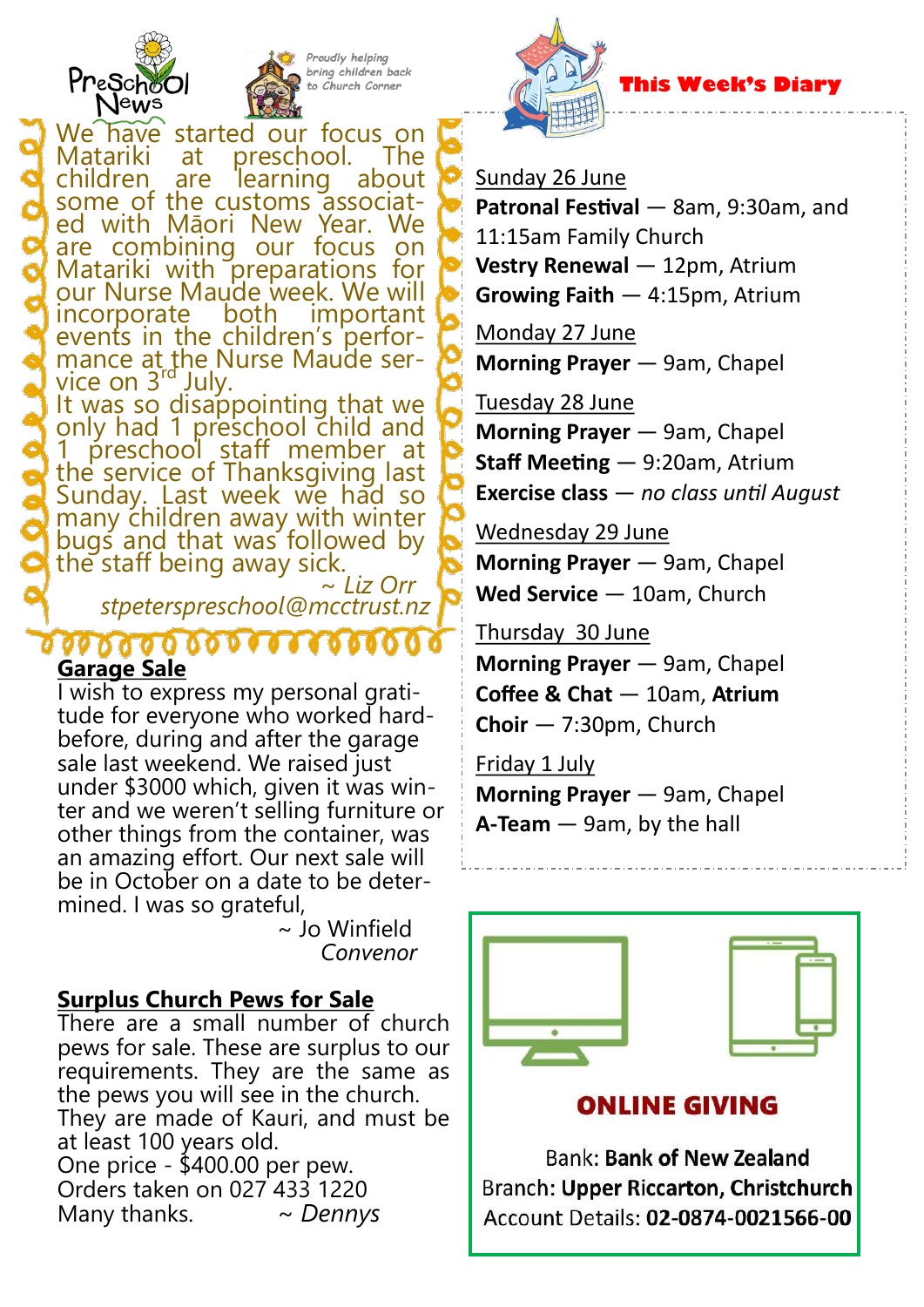## Preschool News

*Proudly helping bring children back to Church Corner*

We have started our focus on Matariki at preschool. The children are learning about some of the customs associated with Māori New Year. We are combining our focus on Matariki with preparations for our Nurse Maude week. We will incorporate both important events in the children's performance at the Nurse Maude service on 3rd July.

It was so disappointing that we only had 1 preschool child and 1 preschool staff member at the service of Thanksgiving last Sunday. Last week we had so many children away with winter bugs and that was followed by the staff being away sick.

*~ Liz Orr*

*stpeterspreschool@mcctrust.nz*

## Garage Sale

I wish to express my personal gratitude for everyone who worked hard-before, during and after the garage sale last weekend. We raised just under $3000 which, given it was winter and we weren't selling furniture or other things from the container, was an amazing effort. Our next sale will be in October on a date to be determined. I was so grateful,

~ Jo Winfield
*Convenor*

## Surplus Church Pews for Sale

There are a small number of church pews for sale. These are surplus to our requirements. They are the same as the pews you will see in the church. They are made of Kauri, and must be at least 100 years old.
One price - $400.00 per pew.
Orders taken on 027 433 1220
Many thanks. *~ Dennys*

## This Week's Diary

Sunday 26 June
**Patronal Festival** — 8am, 9:30am, and 11:15am Family Church
**Vestry Renewal** — 12pm, Atrium
**Growing Faith** — 4:15pm, Atrium

Monday 27 June
**Morning Prayer** — 9am, Chapel

Tuesday 28 June
**Morning Prayer** — 9am, Chapel
**Staff Meeting** — 9:20am, Atrium
**Exercise class** — *no class until August*

Wednesday 29 June
**Morning Prayer** — 9am, Chapel
**Wed Service** — 10am, Church

Thursday 30 June
**Morning Prayer** — 9am, Chapel
**Coffee & Chat** — 10am, **Atrium**
**Choir** — 7:30pm, Church

Friday 1 July
**Morning Prayer** — 9am, Chapel
**A-Team** — 9am, by the hall

## ONLINE GIVING

Bank: **Bank of New Zealand**
Branch: **Upper Riccarton, Christchurch**
Account Details: **02-0874-0021566-00**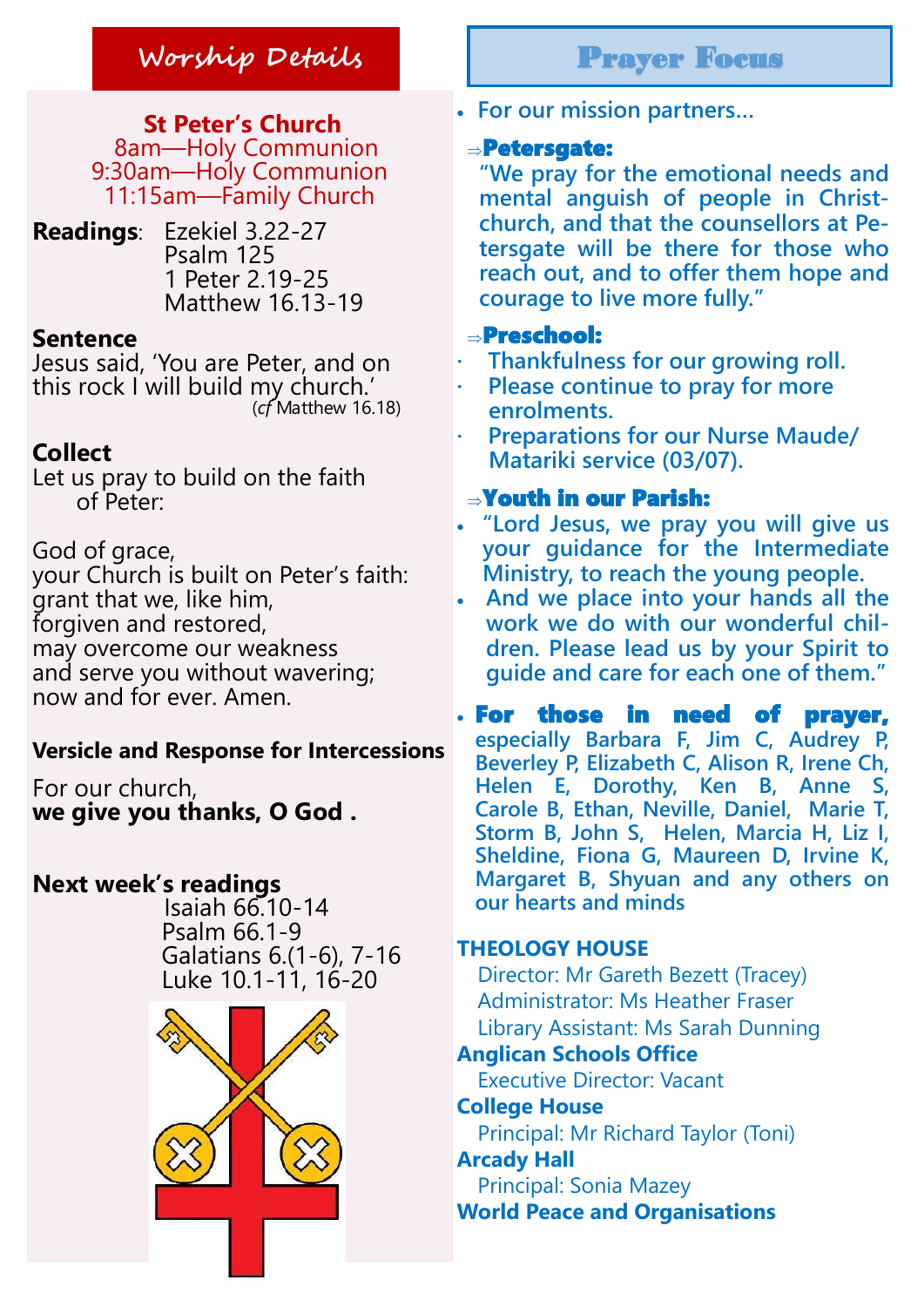## Worship Details

**St Peter's Church**
8am—Holy Communion
9:30am—Holy Communion
11:15am—Family Church

**Readings**: Ezekiel 3.22-27
Psalm 125
1 Peter 2.19-25
Matthew 16.13-19

### Sentence

Jesus said, 'You are Peter, and on this rock I will build my church.'
(*cf* Matthew 16.18)

### Collect

Let us pray to build on the faith of Peter:

God of grace,
your Church is built on Peter's faith:
grant that we, like him,
forgiven and restored,
may overcome our weakness
and serve you without wavering;
now and for ever. Amen.

**Versicle and Response for Intercessions**

For our church,
**we give you thanks, O God .**

### Next week's readings

Isaiah 66.10-14
Psalm 66.1-9
Galatians 6.(1-6), 7-16
Luke 10.1-11, 16-20

## Prayer Focus

- For our mission partners…

⇒ **Petersgate:**
"We pray for the emotional needs and mental anguish of people in Christchurch, and that the counsellors at Petersgate will be there for those who reach out, and to offer them hope and courage to live more fully."

⇒ **Preschool:**
- Thankfulness for our growing roll.
- Please continue to pray for more enrolments.
- Preparations for our Nurse Maude/ Matariki service (03/07).

⇒ **Youth in our Parish:**
- "Lord Jesus, we pray you will give us your guidance for the Intermediate Ministry, to reach the young people.
- And we place into your hands all the work we do with our wonderful children. Please lead us by your Spirit to guide and care for each one of them."

- **For those in need of prayer,** especially Barbara F, Jim C, Audrey P, Beverley P, Elizabeth C, Alison R, Irene Ch, Helen E, Dorothy, Ken B, Anne S, Carole B, Ethan, Neville, Daniel, Marie T, Storm B, John S, Helen, Marcia H, Liz I, Sheldine, Fiona G, Maureen D, Irvine K, Margaret B, Shyuan and any others on our hearts and minds

**THEOLOGY HOUSE**
Director: Mr Gareth Bezett (Tracey)
Administrator: Ms Heather Fraser
Library Assistant: Ms Sarah Dunning

**Anglican Schools Office**
Executive Director: Vacant

**College House**
Principal: Mr Richard Taylor (Toni)

**Arcady Hall**
Principal: Sonia Mazey

**World Peace and Organisations**